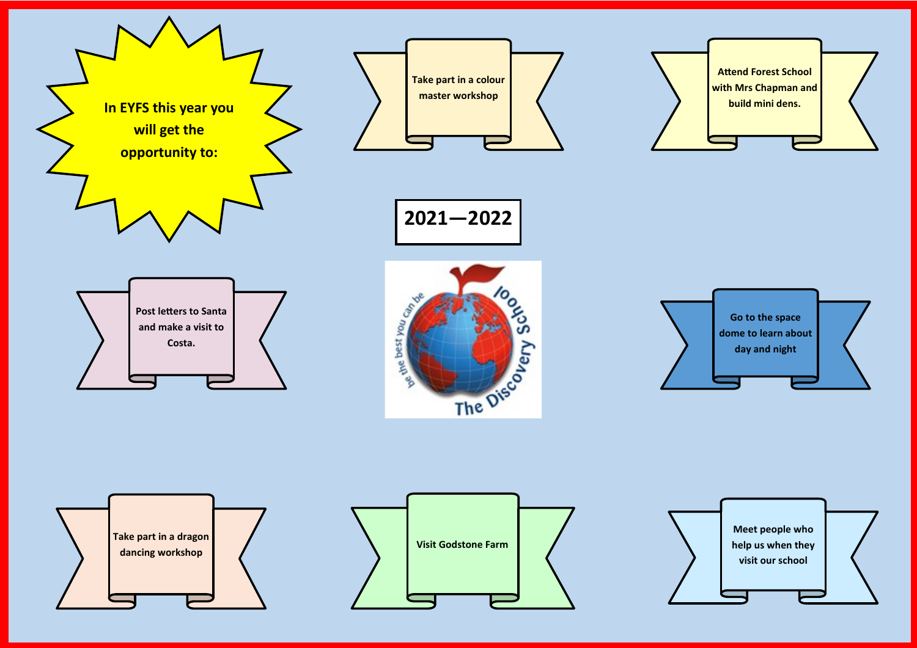**In EYFS this year you will get the opportunity to:**

**2021—2022**

- **Take part in a colour master workshop**
- **Attend Forest School with Mrs Chapman and build mini dens.**
- **Post letters to Santa and make a visit to Costa.**
- **Go to the space dome to learn about day and night**
- **Take part in a dragon dancing workshop**
- **Visit Godstone Farm**
- **Meet people who help us when they visit our school**

be the best you can be — The Discovery School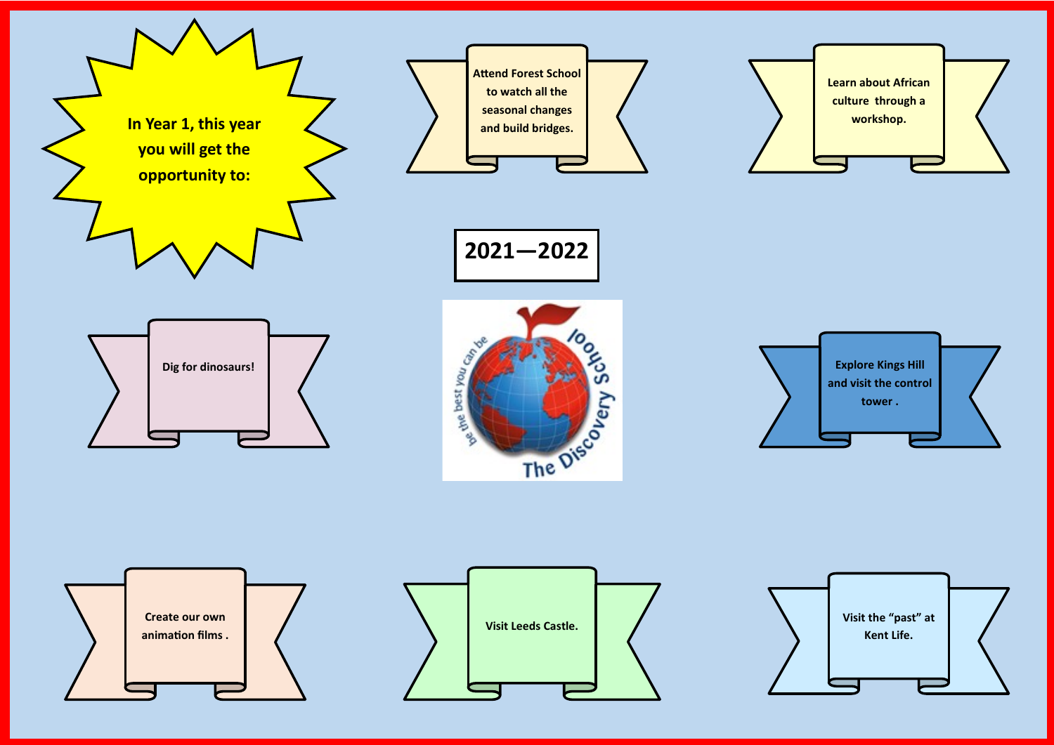**In Year 1, this year you will get the opportunity to:**

**2021—2022**

- **Attend Forest School to watch all the seasonal changes and build bridges.**
- **Learn about African culture through a workshop.**
- **Dig for dinosaurs!**
- **Explore Kings Hill and visit the control tower.**
- **Create our own animation films.**
- **Visit Leeds Castle.**
- **Visit the “past” at Kent Life.**

be the best you can be — The Discovery School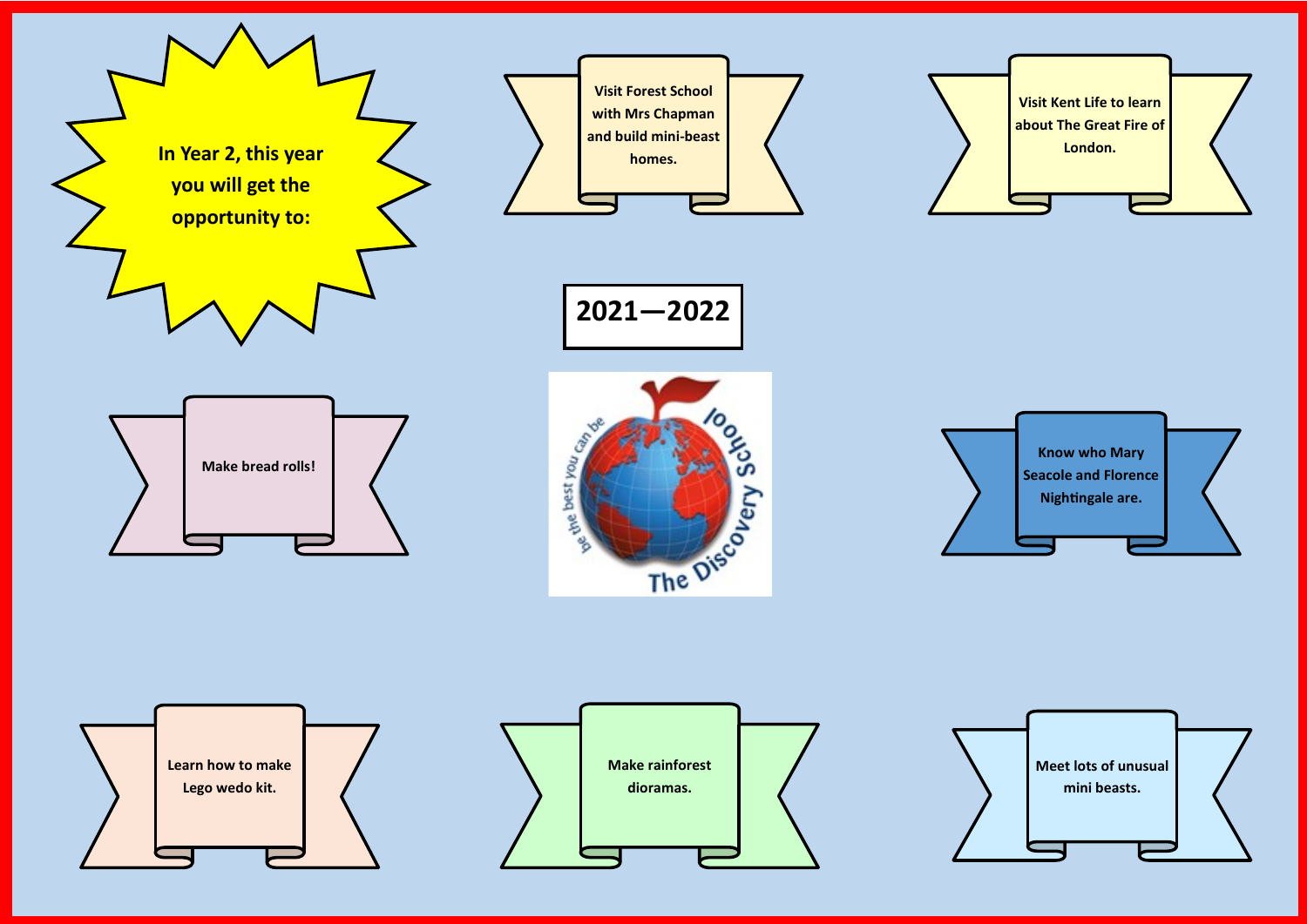**In Year 2, this year you will get the opportunity to:**

**2021—2022**

- Visit Forest School with Mrs Chapman and build mini-beast homes.
- Visit Kent Life to learn about The Great Fire of London.
- Make bread rolls!
- Know who Mary Seacole and Florence Nightingale are.
- Learn how to make Lego wedo kit.
- Make rainforest dioramas.
- Meet lots of unusual mini beasts.

be the best you can be

The Discovery School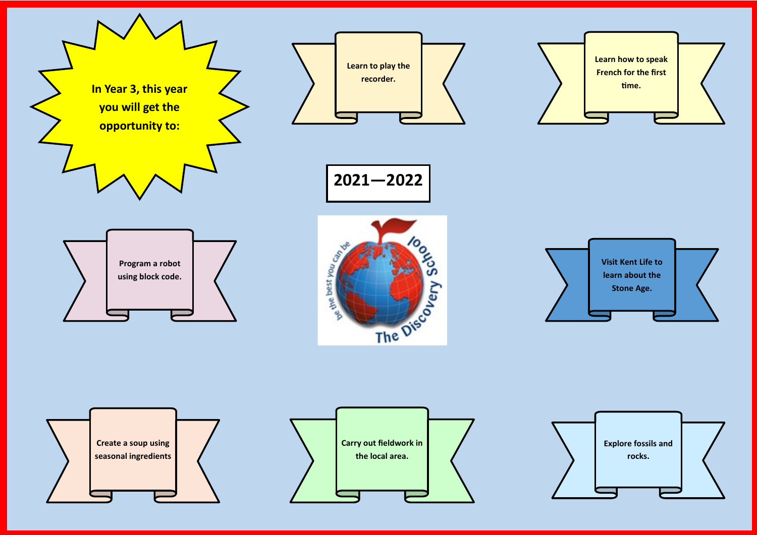**In Year 3, this year you will get the opportunity to:**

**2021—2022**

- **Learn to play the recorder.**
- **Learn how to speak French for the first time.**
- **Program a robot using block code.**
- **Visit Kent Life to learn about the Stone Age.**
- **Create a soup using seasonal ingredients**
- **Carry out fieldwork in the local area.**
- **Explore fossils and rocks.**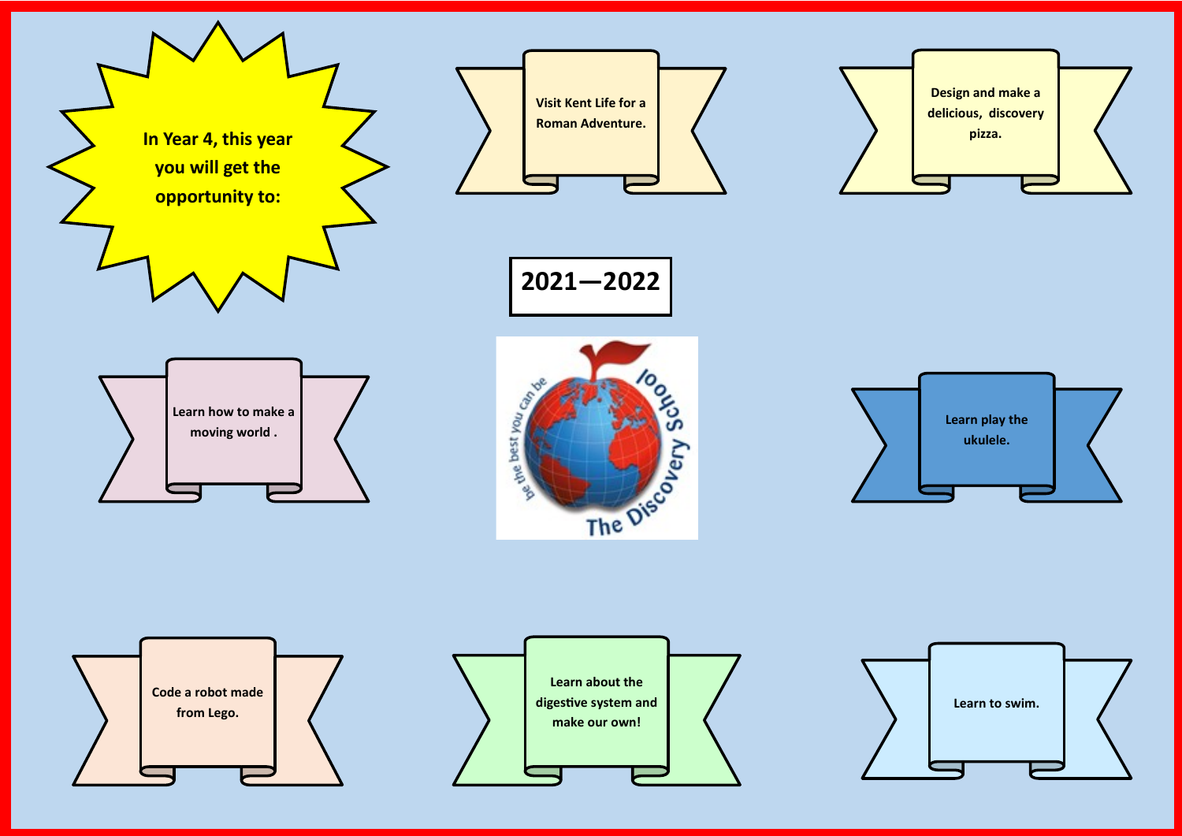**In Year 4, this year you will get the opportunity to:**

**2021—2022**

- **Visit Kent Life for a Roman Adventure.**
- **Design and make a delicious, discovery pizza.**
- **Learn how to make a moving world .**
- **Learn play the ukulele.**
- **Code a robot made from Lego.**
- **Learn about the digestive system and make our own!**
- **Learn to swim.**

be the best you can be

The Discovery School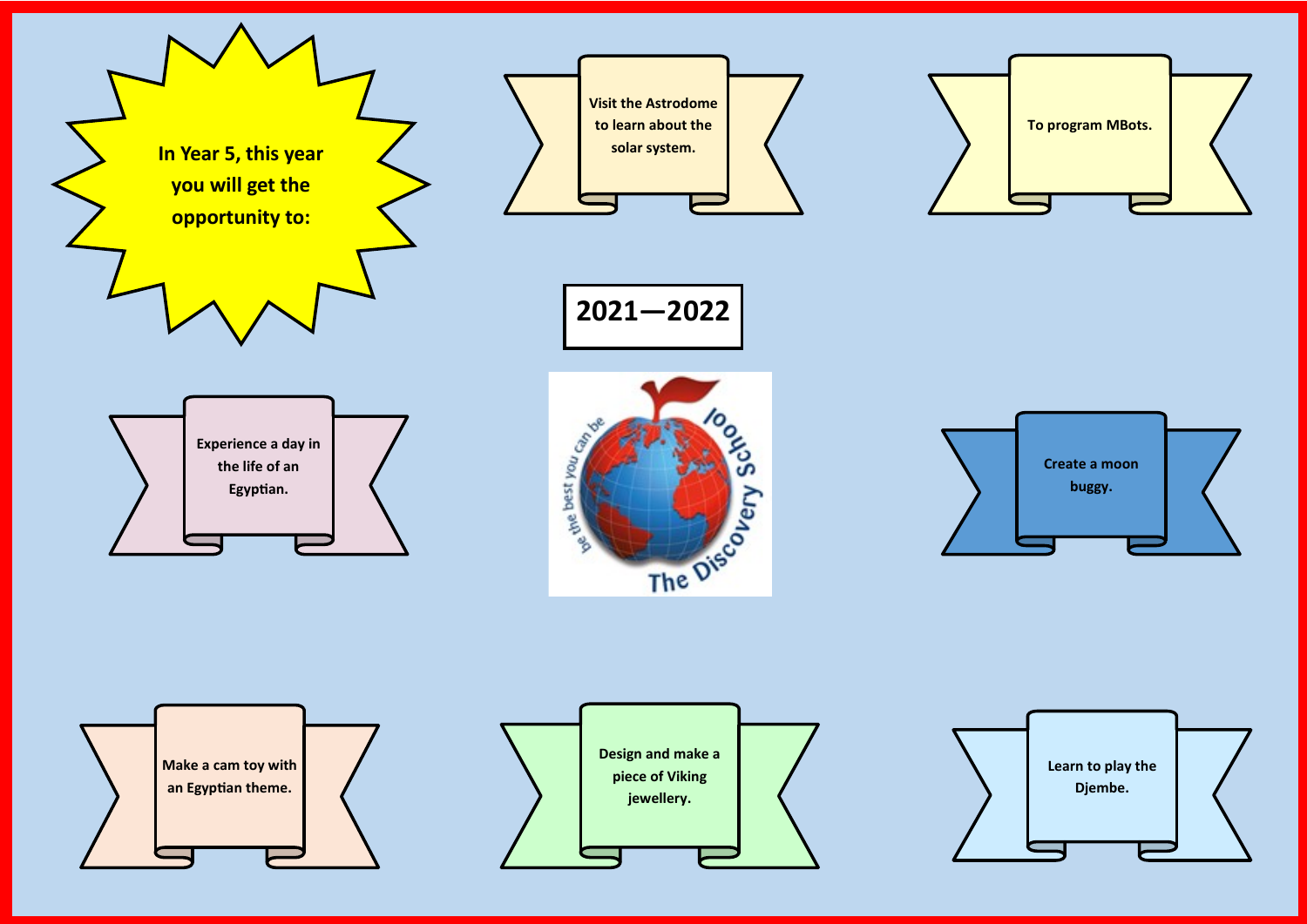**In Year 5, this year you will get the opportunity to:**

**2021—2022**

- **Visit the Astrodome to learn about the solar system.**
- **To program MBots.**
- **Experience a day in the life of an Egyptian.**
- **Create a moon buggy.**
- **Make a cam toy with an Egyptian theme.**
- **Design and make a piece of Viking jewellery.**
- **Learn to play the Djembe.**

be the best you can be

The Discovery School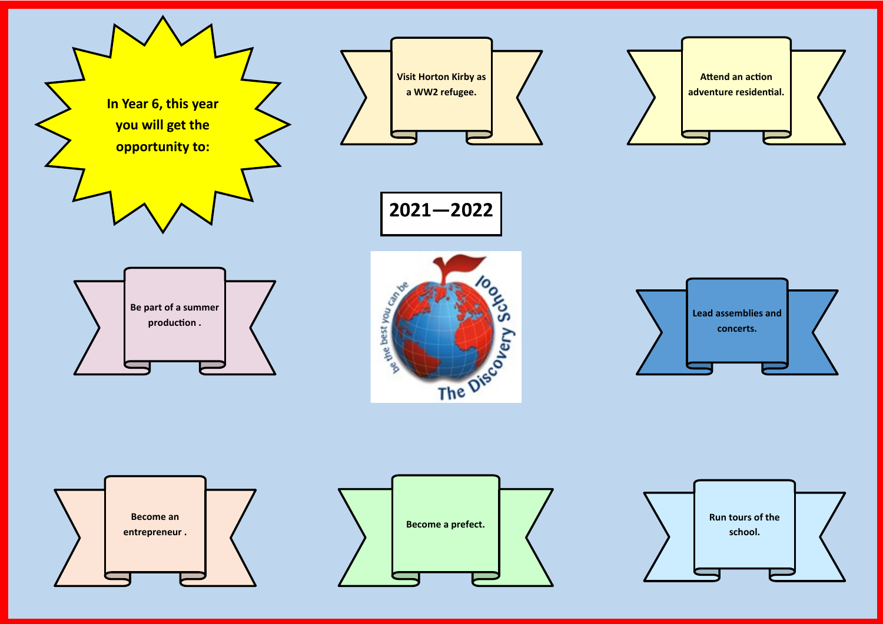**In Year 6, this year you will get the opportunity to:**

**2021—2022**

- **Visit Horton Kirby as a WW2 refugee.**
- **Attend an action adventure residential.**
- **Be part of a summer production .**
- **Lead assemblies and concerts.**
- **Become an entrepreneur .**
- **Become a prefect.**
- **Run tours of the school.**

be the best you can be

The Discovery School